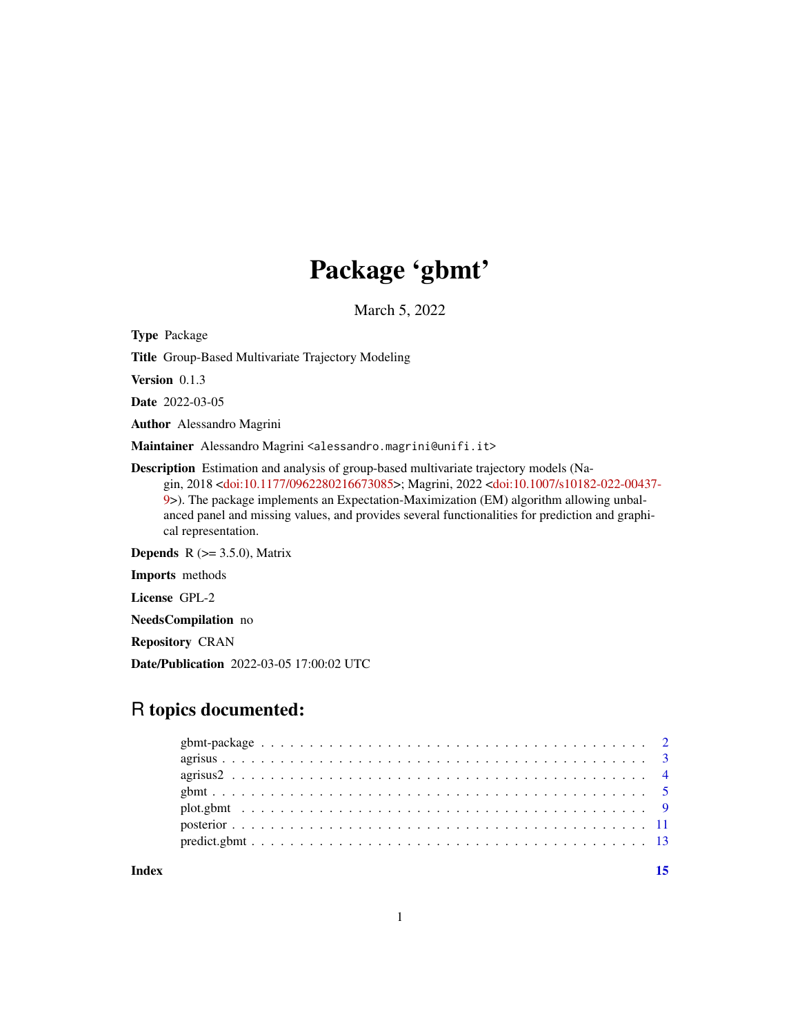# Package 'gbmt'

March 5, 2022

**Type** Package

**Title** Group-Based Multivariate Trajectory Modeling

**Version** 0.1.3

**Date** 2022-03-05

**Author** Alessandro Magrini

**Maintainer** Alessandro Magrini <alessandro.magrini@unifi.it>

**Description** Estimation and analysis of group-based multivariate trajectory models (Nagin, 2018 <doi:10.1177/0962280216673085>; Magrini, 2022 <doi:10.1007/s10182-022-00437-9>). The package implements an Expectation-Maximization (EM) algorithm allowing unbalanced panel and missing values, and provides several functionalities for prediction and graphical representation.

**Depends** R (>= 3.5.0), Matrix

**Imports** methods

**License** GPL-2

**NeedsCompilation** no

**Repository** CRAN

**Date/Publication** 2022-03-05 17:00:02 UTC

## R topics documented:

- gbmt-package . . . . . . . . . . . . . . . . . . . . . . . . . . . . . . . . . . . . . . . . 2
- agrisus . . . . . . . . . . . . . . . . . . . . . . . . . . . . . . . . . . . . . . . . . . . . 3
- agrisus2 . . . . . . . . . . . . . . . . . . . . . . . . . . . . . . . . . . . . . . . . . . . 4
- gbmt . . . . . . . . . . . . . . . . . . . . . . . . . . . . . . . . . . . . . . . . . . . . . 5
- plot.gbmt . . . . . . . . . . . . . . . . . . . . . . . . . . . . . . . . . . . . . . . . . . 9
- posterior . . . . . . . . . . . . . . . . . . . . . . . . . . . . . . . . . . . . . . . . . . 11
- predict.gbmt . . . . . . . . . . . . . . . . . . . . . . . . . . . . . . . . . . . . . . . . 13

**Index** 15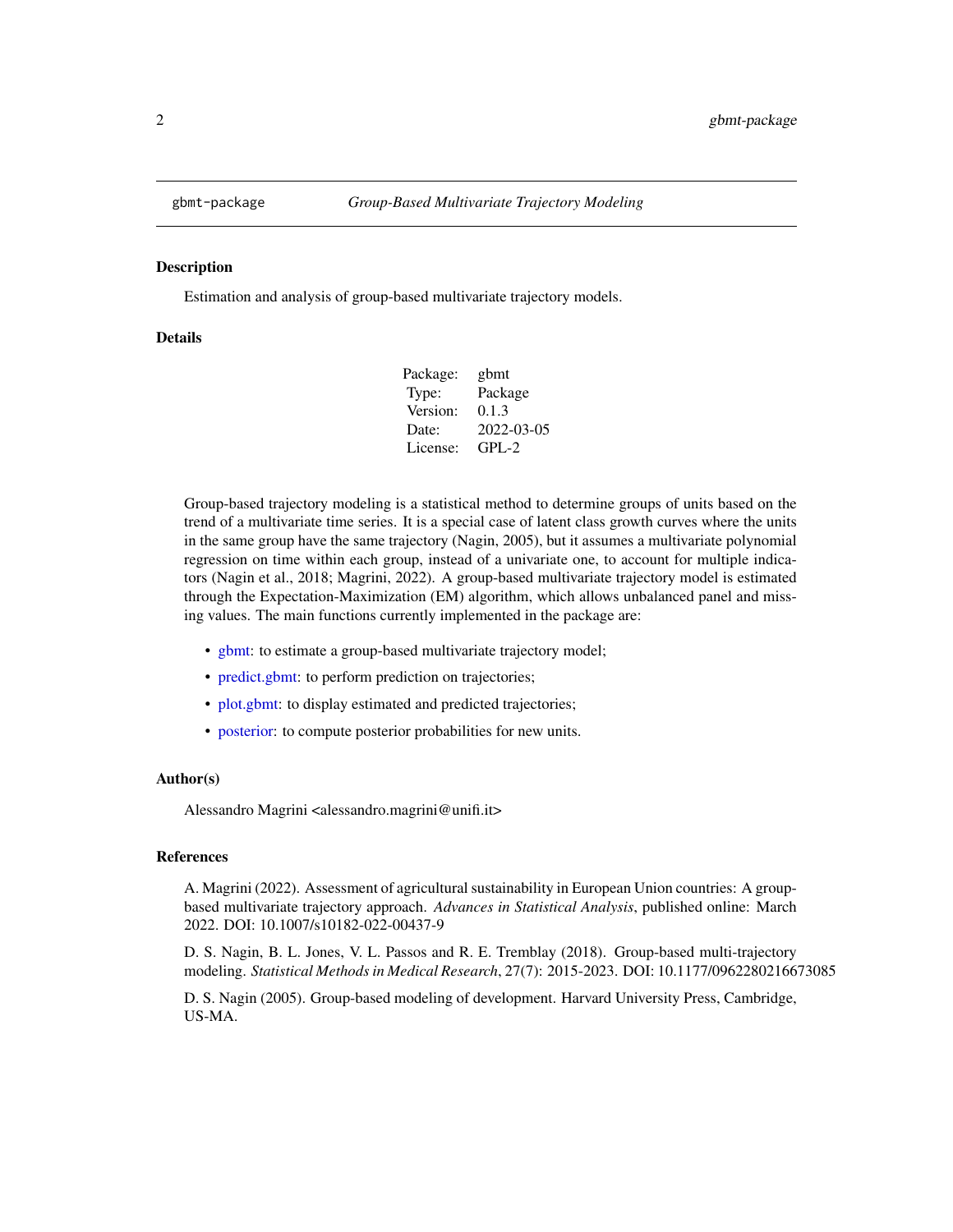# gbmt-package — *Group-Based Multivariate Trajectory Modeling*

## Description

Estimation and analysis of group-based multivariate trajectory models.

## Details

| | |
|---|---|
| Package: | gbmt |
| Type: | Package |
| Version: | 0.1.3 |
| Date: | 2022-03-05 |
| License: | GPL-2 |

Group-based trajectory modeling is a statistical method to determine groups of units based on the trend of a multivariate time series. It is a special case of latent class growth curves where the units in the same group have the same trajectory (Nagin, 2005), but it assumes a multivariate polynomial regression on time within each group, instead of a univariate one, to account for multiple indicators (Nagin et al., 2018; Magrini, 2022). A group-based multivariate trajectory model is estimated through the Expectation-Maximization (EM) algorithm, which allows unbalanced panel and missing values. The main functions currently implemented in the package are:

- gbmt: to estimate a group-based multivariate trajectory model;
- predict.gbmt: to perform prediction on trajectories;
- plot.gbmt: to display estimated and predicted trajectories;
- posterior: to compute posterior probabilities for new units.

## Author(s)

Alessandro Magrini <alessandro.magrini@unifi.it>

## References

A. Magrini (2022). Assessment of agricultural sustainability in European Union countries: A group-based multivariate trajectory approach. *Advances in Statistical Analysis*, published online: March 2022. DOI: 10.1007/s10182-022-00437-9

D. S. Nagin, B. L. Jones, V. L. Passos and R. E. Tremblay (2018). Group-based multi-trajectory modeling. *Statistical Methods in Medical Research*, 27(7): 2015-2023. DOI: 10.1177/0962280216673085

D. S. Nagin (2005). Group-based modeling of development. Harvard University Press, Cambridge, US-MA.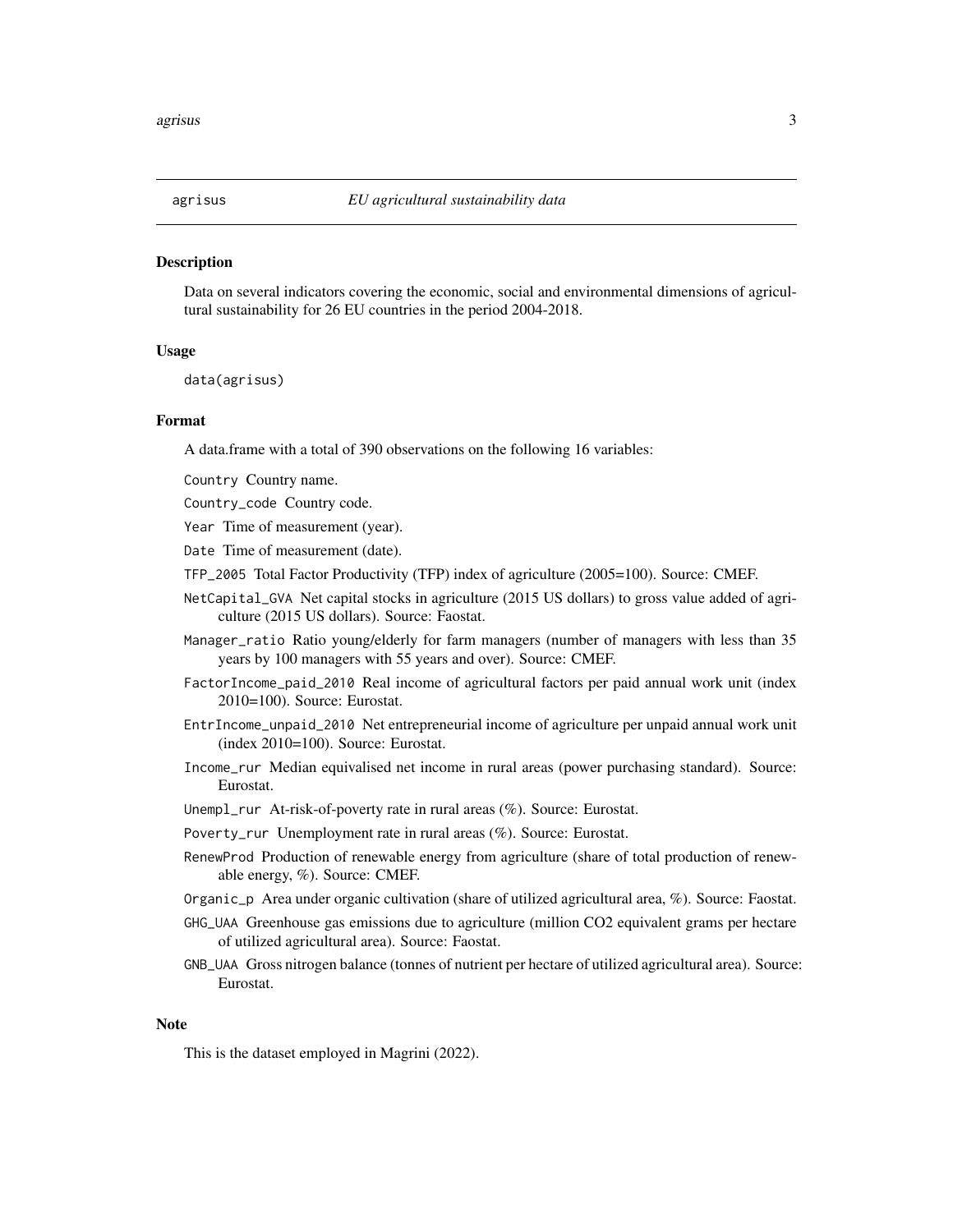`agrisus` *EU agricultural sustainability data*

## Description

Data on several indicators covering the economic, social and environmental dimensions of agricultural sustainability for 26 EU countries in the period 2004-2018.

## Usage

```
data(agrisus)
```

## Format

A data.frame with a total of 390 observations on the following 16 variables:

- `Country` Country name.
- `Country_code` Country code.
- `Year` Time of measurement (year).
- `Date` Time of measurement (date).
- `TFP_2005` Total Factor Productivity (TFP) index of agriculture (2005=100). Source: CMEF.
- `NetCapital_GVA` Net capital stocks in agriculture (2015 US dollars) to gross value added of agriculture (2015 US dollars). Source: Faostat.
- `Manager_ratio` Ratio young/elderly for farm managers (number of managers with less than 35 years by 100 managers with 55 years and over). Source: CMEF.
- `FactorIncome_paid_2010` Real income of agricultural factors per paid annual work unit (index 2010=100). Source: Eurostat.
- `EntrIncome_unpaid_2010` Net entrepreneurial income of agriculture per unpaid annual work unit (index 2010=100). Source: Eurostat.
- `Income_rur` Median equivalised net income in rural areas (power purchasing standard). Source: Eurostat.
- `Unempl_rur` At-risk-of-poverty rate in rural areas (%). Source: Eurostat.
- `Poverty_rur` Unemployment rate in rural areas (%). Source: Eurostat.
- `RenewProd` Production of renewable energy from agriculture (share of total production of renewable energy, %). Source: CMEF.
- `Organic_p` Area under organic cultivation (share of utilized agricultural area, %). Source: Faostat.
- `GHG_UAA` Greenhouse gas emissions due to agriculture (million CO2 equivalent grams per hectare of utilized agricultural area). Source: Faostat.
- `GNB_UAA` Gross nitrogen balance (tonnes of nutrient per hectare of utilized agricultural area). Source: Eurostat.

## Note

This is the dataset employed in Magrini (2022).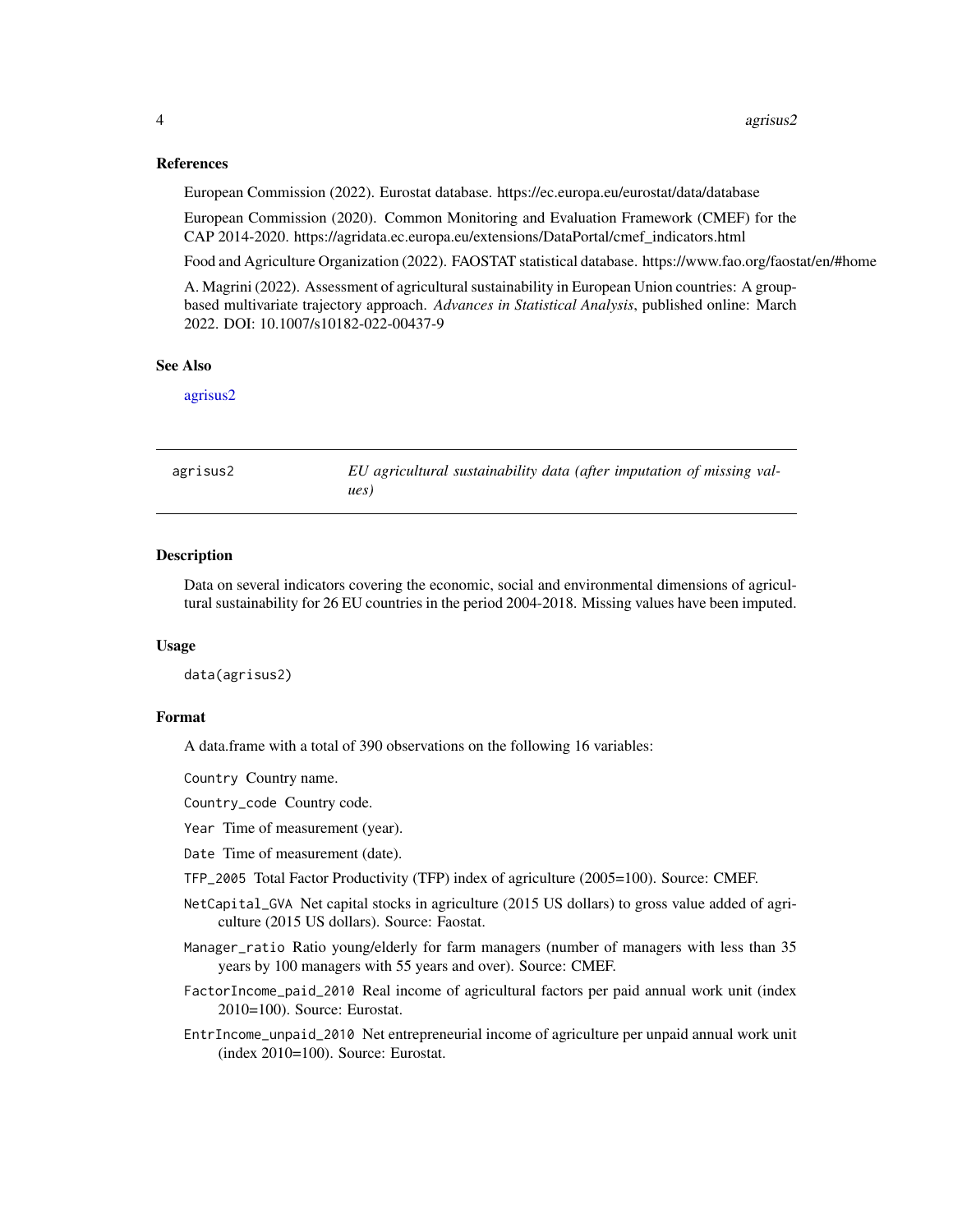## References

European Commission (2022). Eurostat database. https://ec.europa.eu/eurostat/data/database

European Commission (2020). Common Monitoring and Evaluation Framework (CMEF) for the CAP 2014-2020. https://agridata.ec.europa.eu/extensions/DataPortal/cmef_indicators.html

Food and Agriculture Organization (2022). FAOSTAT statistical database. https://www.fao.org/faostat/en/#home

A. Magrini (2022). Assessment of agricultural sustainability in European Union countries: A group-based multivariate trajectory approach. *Advances in Statistical Analysis*, published online: March 2022. DOI: 10.1007/s10182-022-00437-9

## See Also

agrisus2

---

# agrisus2 — *EU agricultural sustainability data (after imputation of missing values)*

---

## Description

Data on several indicators covering the economic, social and environmental dimensions of agricultural sustainability for 26 EU countries in the period 2004-2018. Missing values have been imputed.

## Usage

```
data(agrisus2)
```

## Format

A data.frame with a total of 390 observations on the following 16 variables:

`Country` Country name.

`Country_code` Country code.

`Year` Time of measurement (year).

`Date` Time of measurement (date).

`TFP_2005` Total Factor Productivity (TFP) index of agriculture (2005=100). Source: CMEF.

`NetCapital_GVA` Net capital stocks in agriculture (2015 US dollars) to gross value added of agriculture (2015 US dollars). Source: Faostat.

`Manager_ratio` Ratio young/elderly for farm managers (number of managers with less than 35 years by 100 managers with 55 years and over). Source: CMEF.

`FactorIncome_paid_2010` Real income of agricultural factors per paid annual work unit (index 2010=100). Source: Eurostat.

`EntrIncome_unpaid_2010` Net entrepreneurial income of agriculture per unpaid annual work unit (index 2010=100). Source: Eurostat.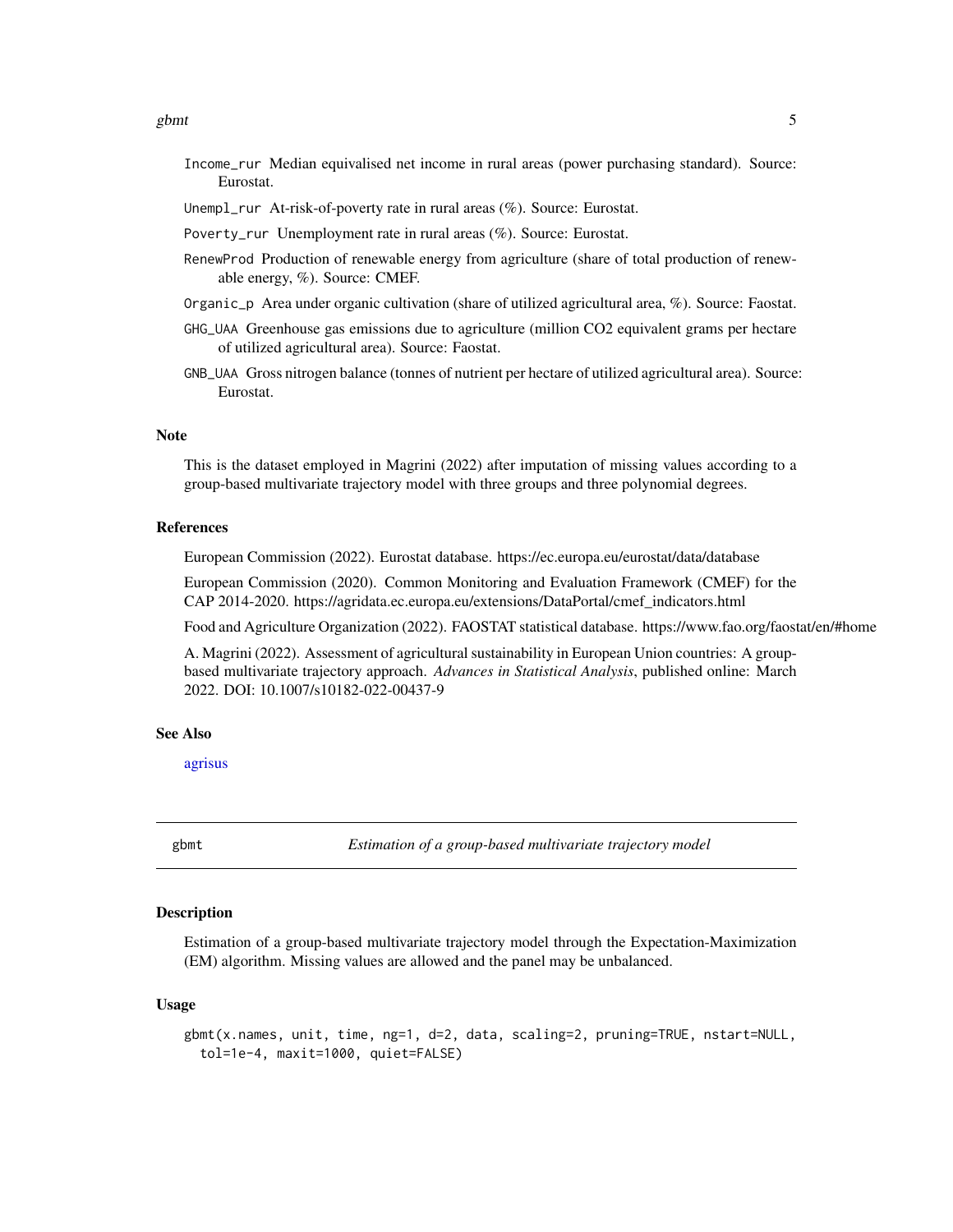- `Income_rur` Median equivalised net income in rural areas (power purchasing standard). Source: Eurostat.
- `Unempl_rur` At-risk-of-poverty rate in rural areas (%). Source: Eurostat.
- `Poverty_rur` Unemployment rate in rural areas (%). Source: Eurostat.
- `RenewProd` Production of renewable energy from agriculture (share of total production of renewable energy, %). Source: CMEF.
- `Organic_p` Area under organic cultivation (share of utilized agricultural area, %). Source: Faostat.
- `GHG_UAA` Greenhouse gas emissions due to agriculture (million CO2 equivalent grams per hectare of utilized agricultural area). Source: Faostat.
- `GNB_UAA` Gross nitrogen balance (tonnes of nutrient per hectare of utilized agricultural area). Source: Eurostat.

### Note

This is the dataset employed in Magrini (2022) after imputation of missing values according to a group-based multivariate trajectory model with three groups and three polynomial degrees.

### References

European Commission (2022). Eurostat database. https://ec.europa.eu/eurostat/data/database

European Commission (2020). Common Monitoring and Evaluation Framework (CMEF) for the CAP 2014-2020. https://agridata.ec.europa.eu/extensions/DataPortal/cmef_indicators.html

Food and Agriculture Organization (2022). FAOSTAT statistical database. https://www.fao.org/faostat/en/#home

A. Magrini (2022). Assessment of agricultural sustainability in European Union countries: A group-based multivariate trajectory approach. *Advances in Statistical Analysis*, published online: March 2022. DOI: 10.1007/s10182-022-00437-9

### See Also

agrisus

---

## gbmt — *Estimation of a group-based multivariate trajectory model*

### Description

Estimation of a group-based multivariate trajectory model through the Expectation-Maximization (EM) algorithm. Missing values are allowed and the panel may be unbalanced.

### Usage

```
gbmt(x.names, unit, time, ng=1, d=2, data, scaling=2, pruning=TRUE, nstart=NULL,
  tol=1e-4, maxit=1000, quiet=FALSE)
```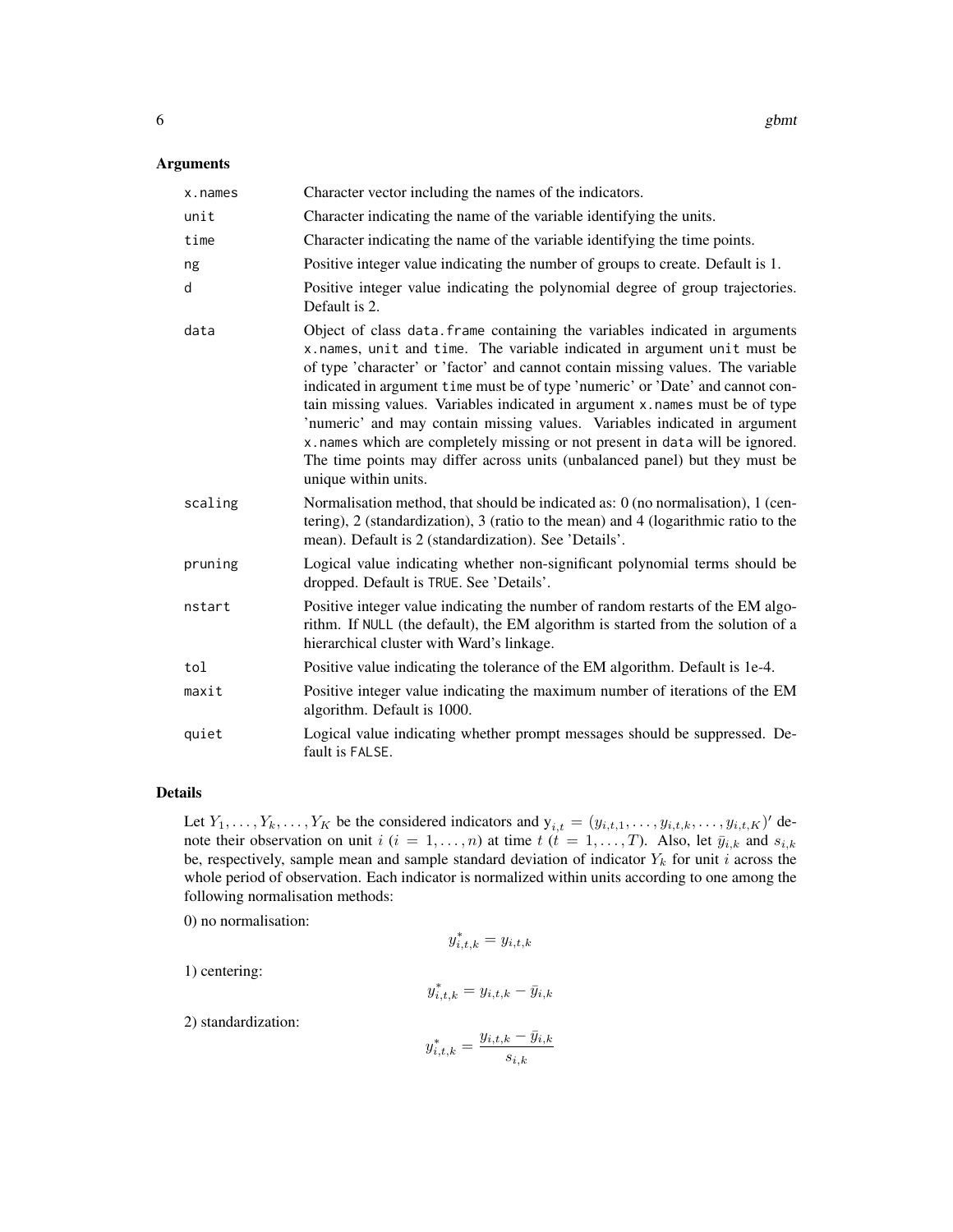### Arguments

| | |
|---|---|
| `x.names` | Character vector including the names of the indicators. |
| `unit` | Character indicating the name of the variable identifying the units. |
| `time` | Character indicating the name of the variable identifying the time points. |
| `ng` | Positive integer value indicating the number of groups to create. Default is 1. |
| `d` | Positive integer value indicating the polynomial degree of group trajectories. Default is 2. |
| `data` | Object of class `data.frame` containing the variables indicated in arguments `x.names`, `unit` and `time`. The variable indicated in argument `unit` must be of type 'character' or 'factor' and cannot contain missing values. The variable indicated in argument `time` must be of type 'numeric' or 'Date' and cannot contain missing values. Variables indicated in argument `x.names` must be of type 'numeric' and may contain missing values. Variables indicated in argument `x.names` which are completely missing or not present in `data` will be ignored. The time points may differ across units (unbalanced panel) but they must be unique within units. |
| `scaling` | Normalisation method, that should be indicated as: 0 (no normalisation), 1 (centering), 2 (standardization), 3 (ratio to the mean) and 4 (logarithmic ratio to the mean). Default is 2 (standardization). See 'Details'. |
| `pruning` | Logical value indicating whether non-significant polynomial terms should be dropped. Default is `TRUE`. See 'Details'. |
| `nstart` | Positive integer value indicating the number of random restarts of the EM algorithm. If `NULL` (the default), the EM algorithm is started from the solution of a hierarchical cluster with Ward's linkage. |
| `tol` | Positive value indicating the tolerance of the EM algorithm. Default is 1e-4. |
| `maxit` | Positive integer value indicating the maximum number of iterations of the EM algorithm. Default is 1000. |
| `quiet` | Logical value indicating whether prompt messages should be suppressed. Default is `FALSE`. |

### Details

Let $Y_1, \dots, Y_k, \dots, Y_K$ be the considered indicators and $\mathrm{y}_{i,t} = (y_{i,t,1}, \dots, y_{i,t,k}, \dots, y_{i,t,K})'$ denote their observation on unit $i$ ($i = 1, \dots, n$) at time $t$ ($t = 1, \dots, T$). Also, let $\bar{y}_{i,k}$ and $s_{i,k}$ be, respectively, sample mean and sample standard deviation of indicator $Y_k$ for unit $i$ across the whole period of observation. Each indicator is normalized within units according to one among the following normalisation methods:

0) no normalisation:

$$y^*_{i,t,k} = y_{i,t,k}$$

1) centering:

$$y^*_{i,t,k} = y_{i,t,k} - \bar{y}_{i,k}$$

2) standardization:

$$y^*_{i,t,k} = \frac{y_{i,t,k} - \bar{y}_{i,k}}{s_{i,k}}$$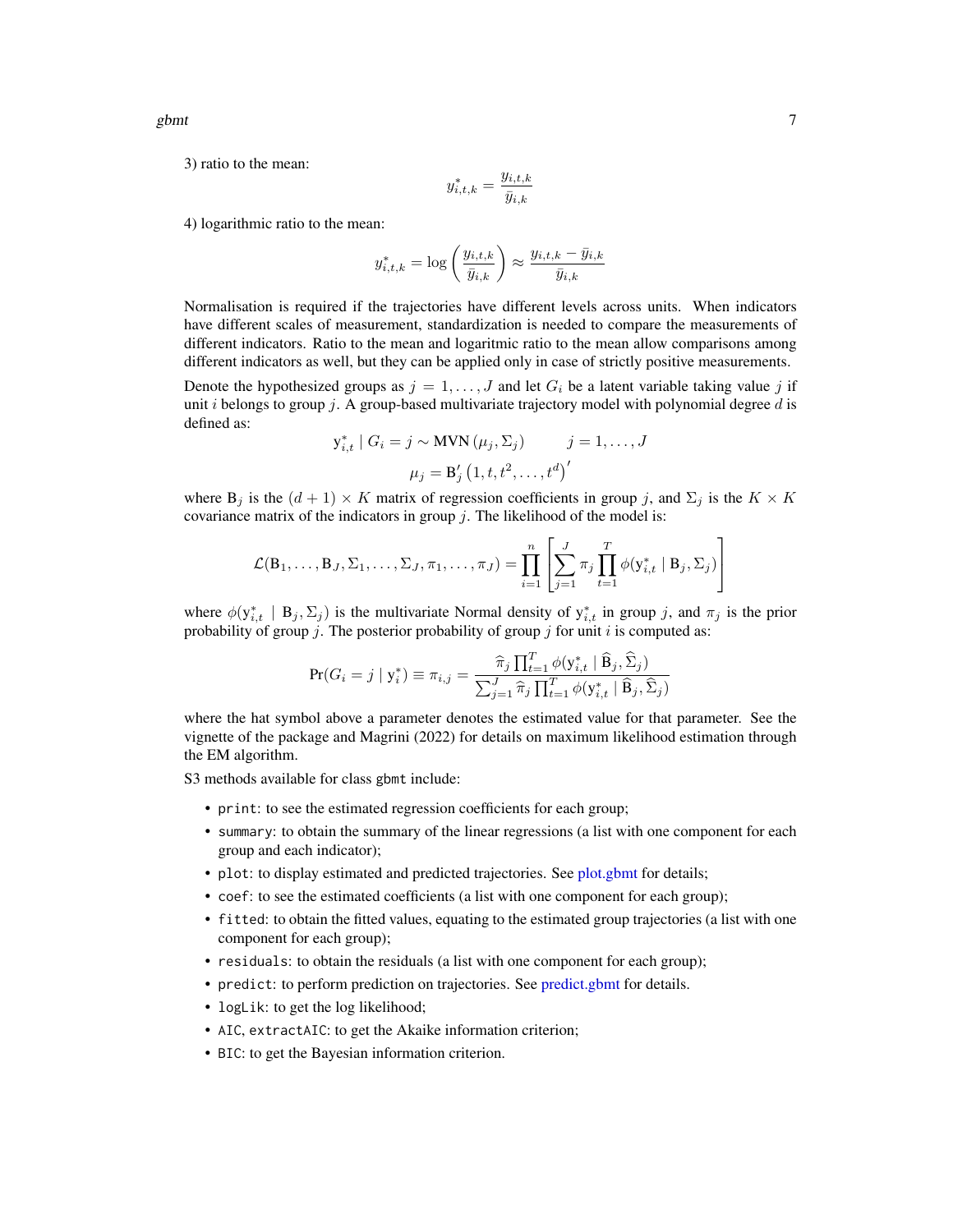3) ratio to the mean:

$$y^*_{i,t,k} = \frac{y_{i,t,k}}{\bar{y}_{i,k}}$$

4) logarithmic ratio to the mean:

$$y^*_{i,t,k} = \log\left(\frac{y_{i,t,k}}{\bar{y}_{i,k}}\right) \approx \frac{y_{i,t,k} - \bar{y}_{i,k}}{\bar{y}_{i,k}}$$

Normalisation is required if the trajectories have different levels across units. When indicators have different scales of measurement, standardization is needed to compare the measurements of different indicators. Ratio to the mean and logaritmic ratio to the mean allow comparisons among different indicators as well, but they can be applied only in case of strictly positive measurements.

Denote the hypothesized groups as $j = 1, \ldots, J$ and let $G_i$ be a latent variable taking value $j$ if unit $i$ belongs to group $j$. A group-based multivariate trajectory model with polynomial degree $d$ is defined as:

$$\mathrm{y}^*_{i,t} \mid G_i = j \sim \mathrm{MVN}\left(\mu_j, \Sigma_j\right) \qquad j = 1, \ldots, J$$

$$\mu_j = \mathrm{B}'_j \left(1, t, t^2, \ldots, t^d\right)'$$

where $\mathrm{B}_j$ is the $(d+1) \times K$ matrix of regression coefficients in group $j$, and $\Sigma_j$ is the $K \times K$ covariance matrix of the indicators in group $j$. The likelihood of the model is:

$$\mathcal{L}(\mathrm{B}_1, \ldots, \mathrm{B}_J, \Sigma_1, \ldots, \Sigma_J, \pi_1, \ldots, \pi_J) = \prod_{i=1}^{n} \left[\sum_{j=1}^{J} \pi_j \prod_{t=1}^{T} \phi(\mathrm{y}^*_{i,t} \mid \mathrm{B}_j, \Sigma_j)\right]$$

where $\phi(\mathrm{y}^*_{i,t} \mid \mathrm{B}_j, \Sigma_j)$ is the multivariate Normal density of $\mathrm{y}^*_{i,t}$ in group $j$, and $\pi_j$ is the prior probability of group $j$. The posterior probability of group $j$ for unit $i$ is computed as:

$$\Pr(G_i = j \mid \mathrm{y}^*_i) \equiv \pi_{i,j} = \frac{\widehat{\pi}_j \prod_{t=1}^{T} \phi(\mathrm{y}^*_{i,t} \mid \widehat{\mathrm{B}}_j, \widehat{\Sigma}_j)}{\sum_{j=1}^{J} \widehat{\pi}_j \prod_{t=1}^{T} \phi(\mathrm{y}^*_{i,t} \mid \widehat{\mathrm{B}}_j, \widehat{\Sigma}_j)}$$

where the hat symbol above a parameter denotes the estimated value for that parameter. See the vignette of the package and Magrini (2022) for details on maximum likelihood estimation through the EM algorithm.

S3 methods available for class `gbmt` include:

- `print`: to see the estimated regression coefficients for each group;
- `summary`: to obtain the summary of the linear regressions (a list with one component for each group and each indicator);
- `plot`: to display estimated and predicted trajectories. See plot.gbmt for details;
- `coef`: to see the estimated coefficients (a list with one component for each group);
- `fitted`: to obtain the fitted values, equating to the estimated group trajectories (a list with one component for each group);
- `residuals`: to obtain the residuals (a list with one component for each group);
- `predict`: to perform prediction on trajectories. See predict.gbmt for details.
- `logLik`: to get the log likelihood;
- `AIC`, `extractAIC`: to get the Akaike information criterion;
- `BIC`: to get the Bayesian information criterion.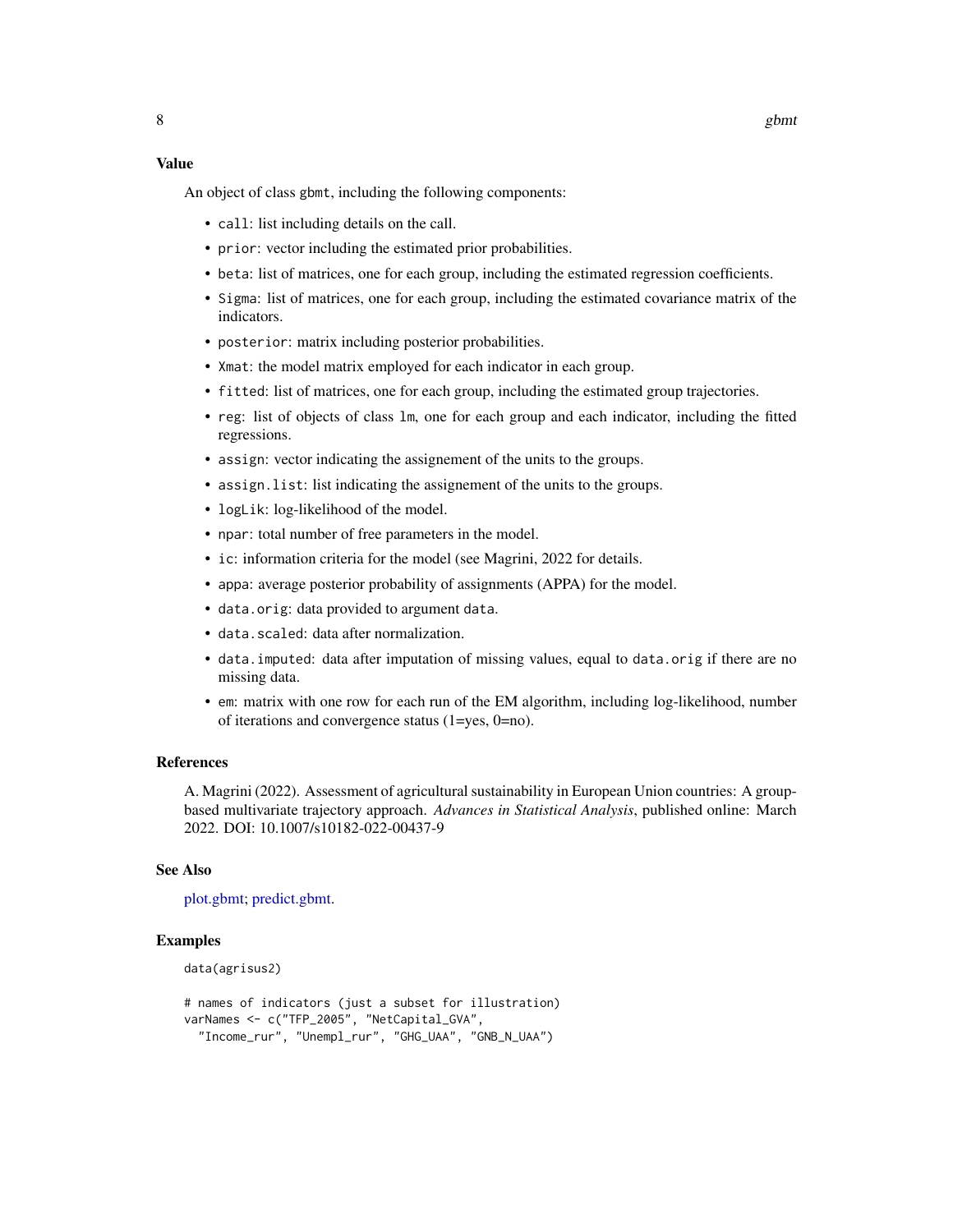## Value

An object of class `gbmt`, including the following components:

- `call`: list including details on the call.
- `prior`: vector including the estimated prior probabilities.
- `beta`: list of matrices, one for each group, including the estimated regression coefficients.
- `Sigma`: list of matrices, one for each group, including the estimated covariance matrix of the indicators.
- `posterior`: matrix including posterior probabilities.
- `Xmat`: the model matrix employed for each indicator in each group.
- `fitted`: list of matrices, one for each group, including the estimated group trajectories.
- `reg`: list of objects of class `lm`, one for each group and each indicator, including the fitted regressions.
- `assign`: vector indicating the assignement of the units to the groups.
- `assign.list`: list indicating the assignement of the units to the groups.
- `logLik`: log-likelihood of the model.
- `npar`: total number of free parameters in the model.
- `ic`: information criteria for the model (see Magrini, 2022 for details.
- `appa`: average posterior probability of assignments (APPA) for the model.
- `data.orig`: data provided to argument `data`.
- `data.scaled`: data after normalization.
- `data.imputed`: data after imputation of missing values, equal to `data.orig` if there are no missing data.
- `em`: matrix with one row for each run of the EM algorithm, including log-likelihood, number of iterations and convergence status (1=yes, 0=no).

## References

A. Magrini (2022). Assessment of agricultural sustainability in European Union countries: A group-based multivariate trajectory approach. *Advances in Statistical Analysis*, published online: March 2022. DOI: 10.1007/s10182-022-00437-9

## See Also

plot.gbmt; predict.gbmt.

## Examples

```
data(agrisus2)

# names of indicators (just a subset for illustration)
varNames <- c("TFP_2005", "NetCapital_GVA",
  "Income_rur", "Unempl_rur", "GHG_UAA", "GNB_N_UAA")
```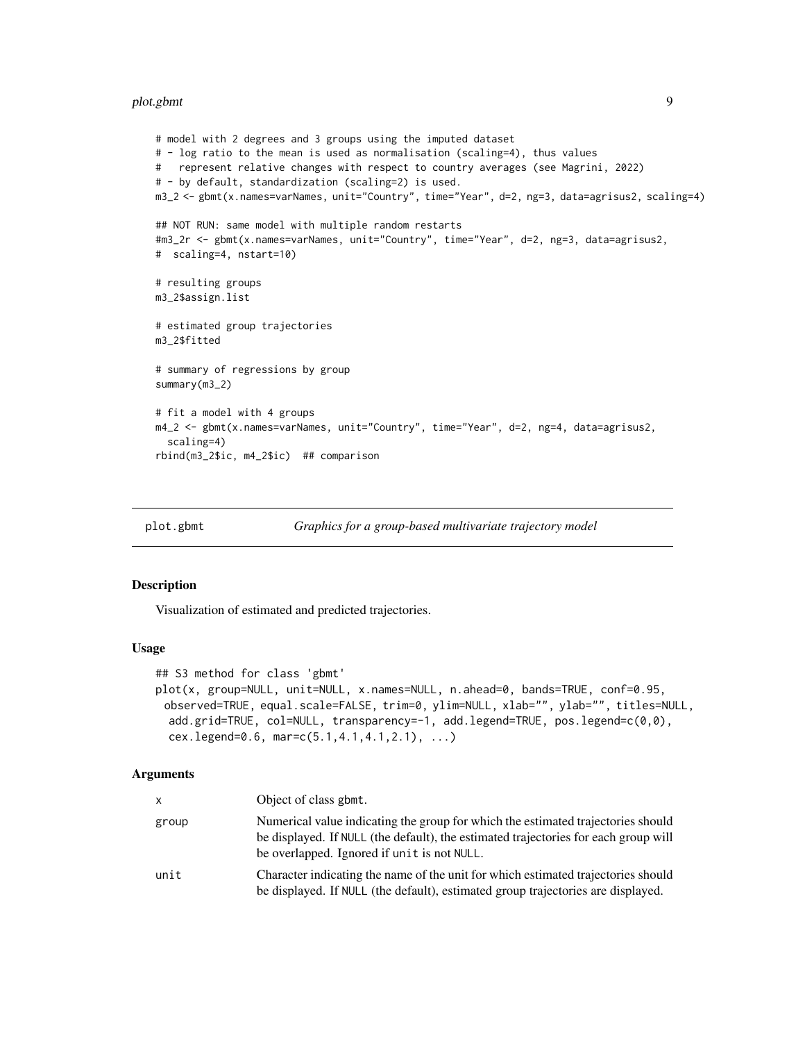```
# model with 2 degrees and 3 groups using the imputed dataset
# - log ratio to the mean is used as normalisation (scaling=4), thus values
#   represent relative changes with respect to country averages (see Magrini, 2022)
# - by default, standardization (scaling=2) is used.
m3_2 <- gbmt(x.names=varNames, unit="Country", time="Year", d=2, ng=3, data=agrisus2, scaling=4)

## NOT RUN: same model with multiple random restarts
#m3_2r <- gbmt(x.names=varNames, unit="Country", time="Year", d=2, ng=3, data=agrisus2,
#  scaling=4, nstart=10)

# resulting groups
m3_2$assign.list

# estimated group trajectories
m3_2$fitted

# summary of regressions by group
summary(m3_2)

# fit a model with 4 groups
m4_2 <- gbmt(x.names=varNames, unit="Country", time="Year", d=2, ng=4, data=agrisus2,
  scaling=4)
rbind(m3_2$ic, m4_2$ic)  ## comparison
```

## plot.gbmt — *Graphics for a group-based multivariate trajectory model*

### Description

Visualization of estimated and predicted trajectories.

### Usage

```
## S3 method for class 'gbmt'
plot(x, group=NULL, unit=NULL, x.names=NULL, n.ahead=0, bands=TRUE, conf=0.95,
  observed=TRUE, equal.scale=FALSE, trim=0, ylim=NULL, xlab="", ylab="", titles=NULL,
   add.grid=TRUE, col=NULL, transparency=-1, add.legend=TRUE, pos.legend=c(0,0),
   cex.legend=0.6, mar=c(5.1,4.1,4.1,2.1), ...)
```

### Arguments

| | |
|---|---|
| x | Object of class gbmt. |
| group | Numerical value indicating the group for which the estimated trajectories should be displayed. If NULL (the default), the estimated trajectories for each group will be overlapped. Ignored if unit is not NULL. |
| unit | Character indicating the name of the unit for which estimated trajectories should be displayed. If NULL (the default), estimated group trajectories are displayed. |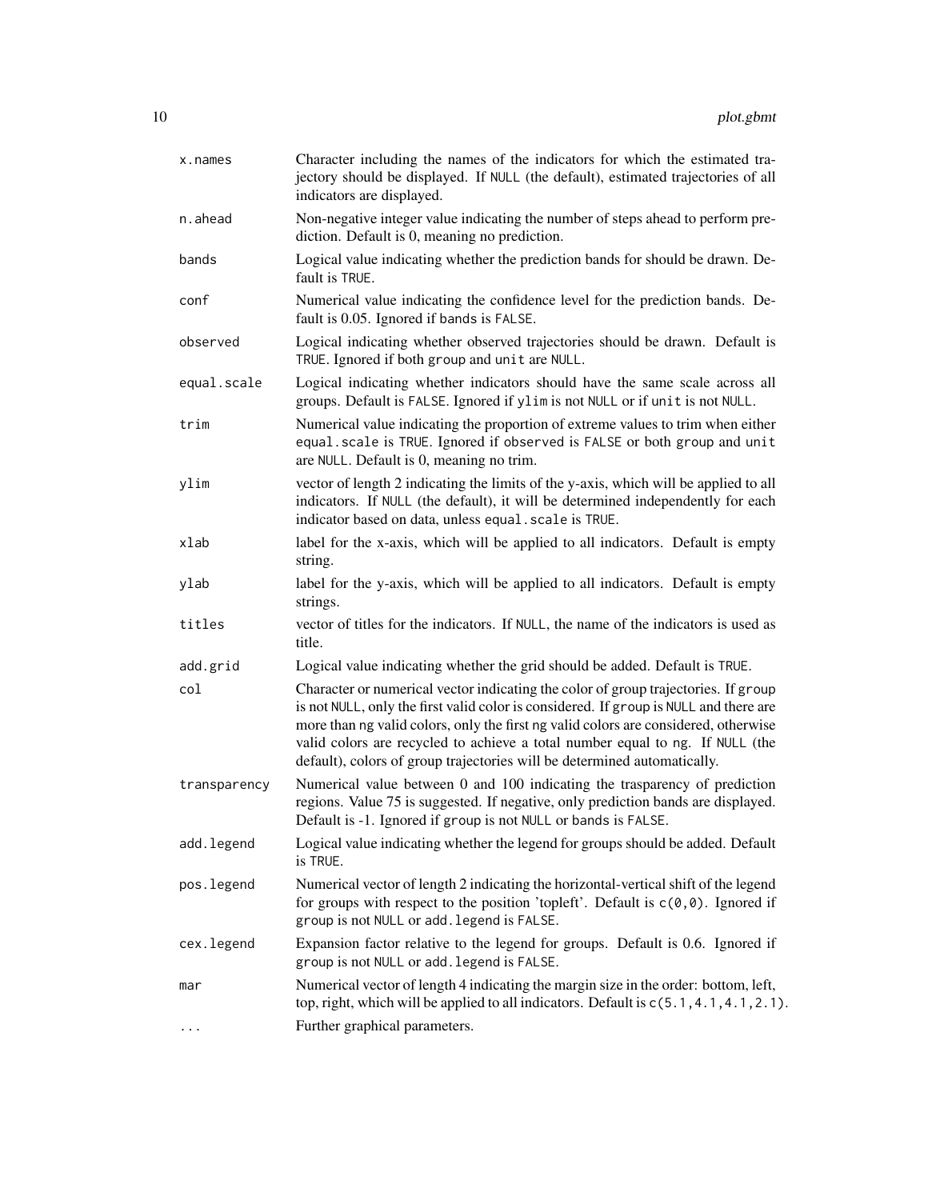| | |
|---|---|
| `x.names` | Character including the names of the indicators for which the estimated trajectory should be displayed. If `NULL` (the default), estimated trajectories of all indicators are displayed. |
| `n.ahead` | Non-negative integer value indicating the number of steps ahead to perform prediction. Default is 0, meaning no prediction. |
| `bands` | Logical value indicating whether the prediction bands for should be drawn. Default is `TRUE`. |
| `conf` | Numerical value indicating the confidence level for the prediction bands. Default is 0.05. Ignored if `bands` is `FALSE`. |
| `observed` | Logical indicating whether observed trajectories should be drawn. Default is `TRUE`. Ignored if both `group` and `unit` are `NULL`. |
| `equal.scale` | Logical indicating whether indicators should have the same scale across all groups. Default is `FALSE`. Ignored if `ylim` is not `NULL` or if `unit` is not `NULL`. |
| `trim` | Numerical value indicating the proportion of extreme values to trim when either `equal.scale` is `TRUE`. Ignored if `observed` is `FALSE` or both `group` and `unit` are `NULL`. Default is 0, meaning no trim. |
| `ylim` | vector of length 2 indicating the limits of the y-axis, which will be applied to all indicators. If `NULL` (the default), it will be determined independently for each indicator based on data, unless `equal.scale` is `TRUE`. |
| `xlab` | label for the x-axis, which will be applied to all indicators. Default is empty string. |
| `ylab` | label for the y-axis, which will be applied to all indicators. Default is empty strings. |
| `titles` | vector of titles for the indicators. If `NULL`, the name of the indicators is used as title. |
| `add.grid` | Logical value indicating whether the grid should be added. Default is `TRUE`. |
| `col` | Character or numerical vector indicating the color of group trajectories. If `group` is not `NULL`, only the first valid color is considered. If `group` is `NULL` and there are more than `ng` valid colors, only the first `ng` valid colors are considered, otherwise valid colors are recycled to achieve a total number equal to `ng`. If `NULL` (the default), colors of group trajectories will be determined automatically. |
| `transparency` | Numerical value between 0 and 100 indicating the trasparency of prediction regions. Value 75 is suggested. If negative, only prediction bands are displayed. Default is -1. Ignored if `group` is not `NULL` or `bands` is `FALSE`. |
| `add.legend` | Logical value indicating whether the legend for groups should be added. Default is `TRUE`. |
| `pos.legend` | Numerical vector of length 2 indicating the horizontal-vertical shift of the legend for groups with respect to the position 'topleft'. Default is `c(0,0)`. Ignored if `group` is not `NULL` or `add.legend` is `FALSE`. |
| `cex.legend` | Expansion factor relative to the legend for groups. Default is 0.6. Ignored if `group` is not `NULL` or `add.legend` is `FALSE`. |
| `mar` | Numerical vector of length 4 indicating the margin size in the order: bottom, left, top, right, which will be applied to all indicators. Default is `c(5.1,4.1,4.1,2.1)`. |
| `...` | Further graphical parameters. |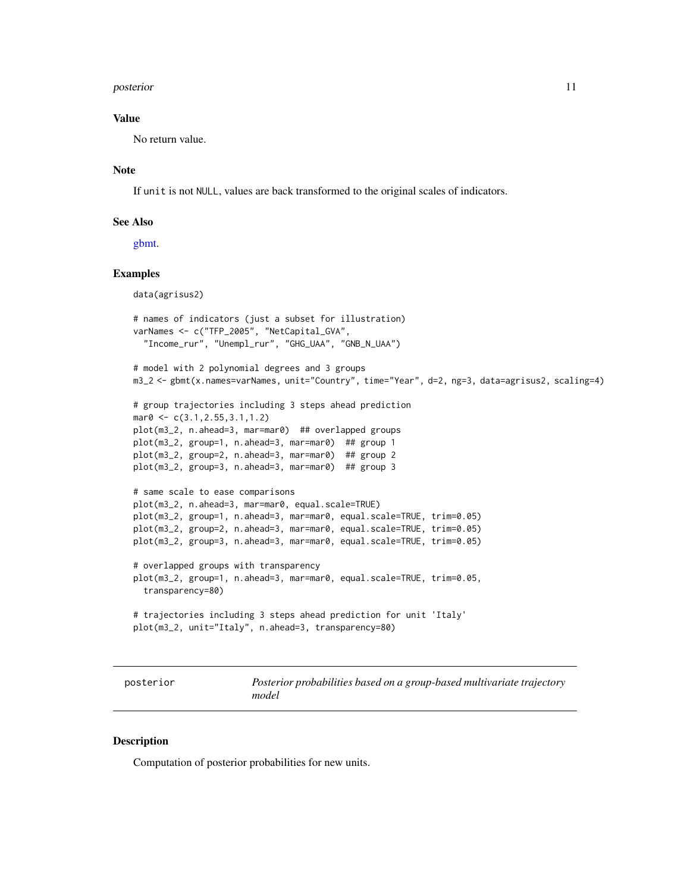## Value

No return value.

## Note

If `unit` is not `NULL`, values are back transformed to the original scales of indicators.

## See Also

gbmt.

## Examples

```
data(agrisus2)

# names of indicators (just a subset for illustration)
varNames <- c("TFP_2005", "NetCapital_GVA",
  "Income_rur", "Unempl_rur", "GHG_UAA", "GNB_N_UAA")

# model with 2 polynomial degrees and 3 groups
m3_2 <- gbmt(x.names=varNames, unit="Country", time="Year", d=2, ng=3, data=agrisus2, scaling=4)

# group trajectories including 3 steps ahead prediction
mar0 <- c(3.1,2.55,3.1,1.2)
plot(m3_2, n.ahead=3, mar=mar0)  ## overlapped groups
plot(m3_2, group=1, n.ahead=3, mar=mar0)  ## group 1
plot(m3_2, group=2, n.ahead=3, mar=mar0)  ## group 2
plot(m3_2, group=3, n.ahead=3, mar=mar0)  ## group 3

# same scale to ease comparisons
plot(m3_2, n.ahead=3, mar=mar0, equal.scale=TRUE)
plot(m3_2, group=1, n.ahead=3, mar=mar0, equal.scale=TRUE, trim=0.05)
plot(m3_2, group=2, n.ahead=3, mar=mar0, equal.scale=TRUE, trim=0.05)
plot(m3_2, group=3, n.ahead=3, mar=mar0, equal.scale=TRUE, trim=0.05)

# overlapped groups with transparency
plot(m3_2, group=1, n.ahead=3, mar=mar0, equal.scale=TRUE, trim=0.05,
  transparency=80)

# trajectories including 3 steps ahead prediction for unit 'Italy'
plot(m3_2, unit="Italy", n.ahead=3, transparency=80)
```

---

# posterior — *Posterior probabilities based on a group-based multivariate trajectory model*

---

## Description

Computation of posterior probabilities for new units.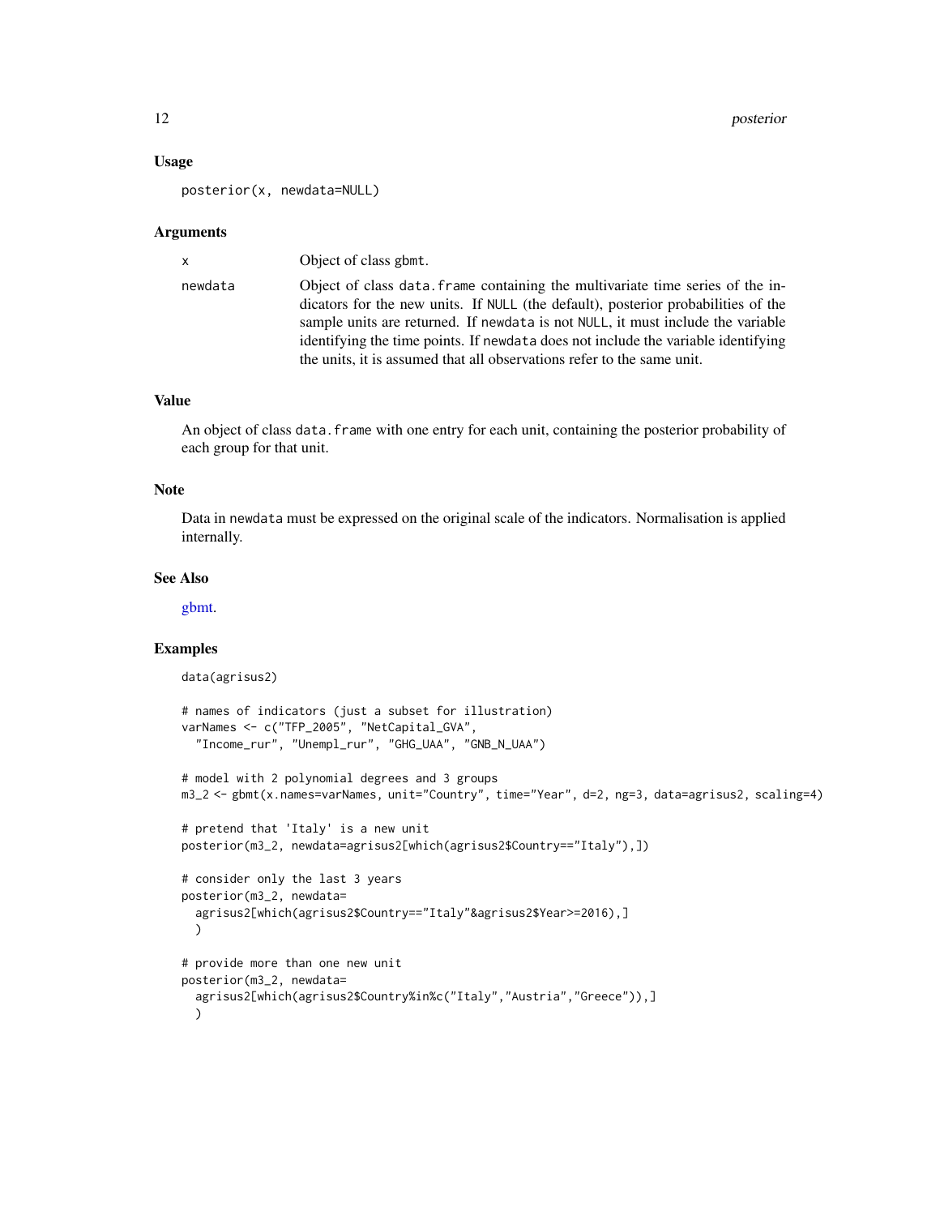## Usage

```
posterior(x, newdata=NULL)
```

## Arguments

| | |
|---|---|
| x | Object of class gbmt. |
| newdata | Object of class data.frame containing the multivariate time series of the indicators for the new units. If NULL (the default), posterior probabilities of the sample units are returned. If newdata is not NULL, it must include the variable identifying the time points. If newdata does not include the variable identifying the units, it is assumed that all observations refer to the same unit. |

## Value

An object of class data.frame with one entry for each unit, containing the posterior probability of each group for that unit.

## Note

Data in newdata must be expressed on the original scale of the indicators. Normalisation is applied internally.

## See Also

gbmt.

## Examples

```
data(agrisus2)

# names of indicators (just a subset for illustration)
varNames <- c("TFP_2005", "NetCapital_GVA",
  "Income_rur", "Unempl_rur", "GHG_UAA", "GNB_N_UAA")

# model with 2 polynomial degrees and 3 groups
m3_2 <- gbmt(x.names=varNames, unit="Country", time="Year", d=2, ng=3, data=agrisus2, scaling=4)

# pretend that 'Italy' is a new unit
posterior(m3_2, newdata=agrisus2[which(agrisus2$Country=="Italy"),])

# consider only the last 3 years
posterior(m3_2, newdata=
  agrisus2[which(agrisus2$Country=="Italy"&agrisus2$Year>=2016),]
  )

# provide more than one new unit
posterior(m3_2, newdata=
  agrisus2[which(agrisus2$Country%in%c("Italy","Austria","Greece")),]
  )
```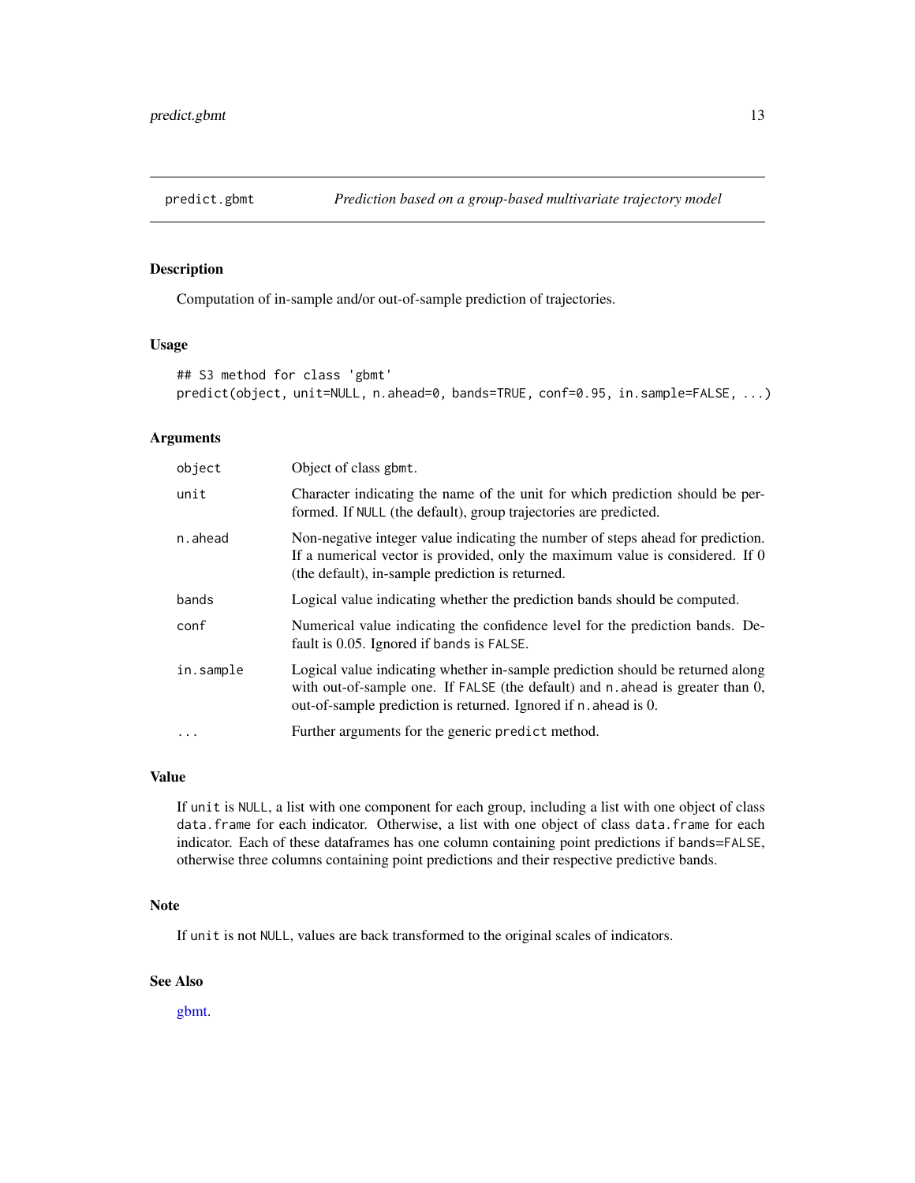predict.gbmt — *Prediction based on a group-based multivariate trajectory model*

## Description

Computation of in-sample and/or out-of-sample prediction of trajectories.

## Usage

```
## S3 method for class 'gbmt'
predict(object, unit=NULL, n.ahead=0, bands=TRUE, conf=0.95, in.sample=FALSE, ...)
```

## Arguments

| | |
|---|---|
| `object` | Object of class `gbmt`. |
| `unit` | Character indicating the name of the unit for which prediction should be performed. If `NULL` (the default), group trajectories are predicted. |
| `n.ahead` | Non-negative integer value indicating the number of steps ahead for prediction. If a numerical vector is provided, only the maximum value is considered. If 0 (the default), in-sample prediction is returned. |
| `bands` | Logical value indicating whether the prediction bands should be computed. |
| `conf` | Numerical value indicating the confidence level for the prediction bands. Default is 0.05. Ignored if `bands` is `FALSE`. |
| `in.sample` | Logical value indicating whether in-sample prediction should be returned along with out-of-sample one. If `FALSE` (the default) and `n.ahead` is greater than 0, out-of-sample prediction is returned. Ignored if `n.ahead` is 0. |
| `...` | Further arguments for the generic `predict` method. |

## Value

If `unit` is `NULL`, a list with one component for each group, including a list with one object of class `data.frame` for each indicator. Otherwise, a list with one object of class `data.frame` for each indicator. Each of these dataframes has one column containing point predictions if `bands=FALSE`, otherwise three columns containing point predictions and their respective predictive bands.

## Note

If `unit` is not `NULL`, values are back transformed to the original scales of indicators.

## See Also

gbmt.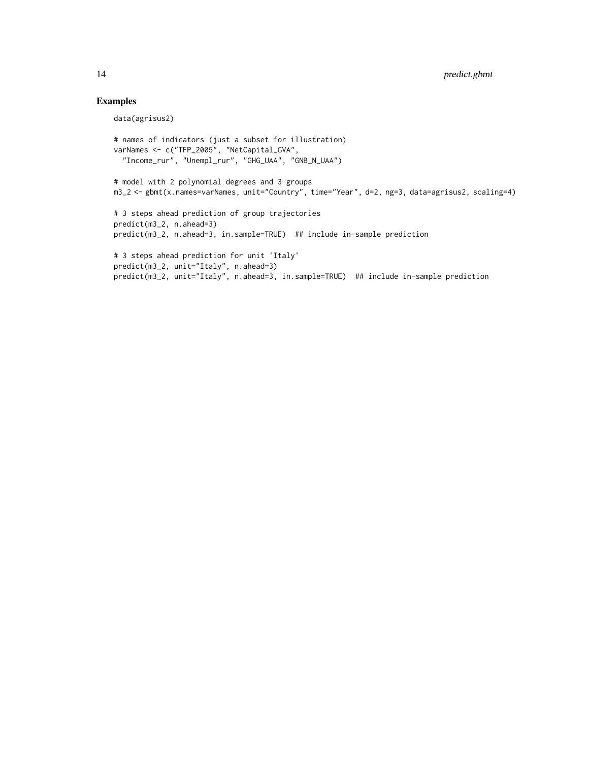## Examples

```
data(agrisus2)

# names of indicators (just a subset for illustration)
varNames <- c("TFP_2005", "NetCapital_GVA",
  "Income_rur", "Unempl_rur", "GHG_UAA", "GNB_N_UAA")

# model with 2 polynomial degrees and 3 groups
m3_2 <- gbmt(x.names=varNames, unit="Country", time="Year", d=2, ng=3, data=agrisus2, scaling=4)

# 3 steps ahead prediction of group trajectories
predict(m3_2, n.ahead=3)
predict(m3_2, n.ahead=3, in.sample=TRUE)  ## include in-sample prediction

# 3 steps ahead prediction for unit 'Italy'
predict(m3_2, unit="Italy", n.ahead=3)
predict(m3_2, unit="Italy", n.ahead=3, in.sample=TRUE)  ## include in-sample prediction
```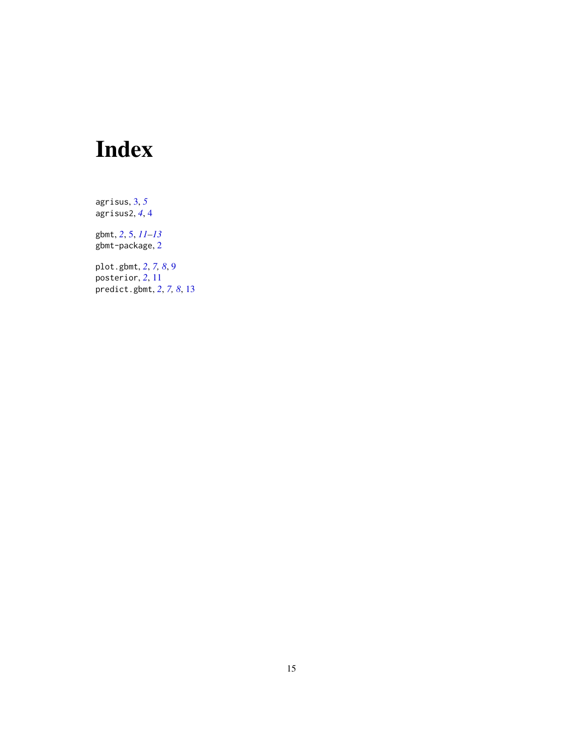# Index

agrisus, 3, *5*
agrisus2, *4*, 4

gbmt, *2*, 5, *11–13*
gbmt-package, 2

plot.gbmt, *2*, *7, 8*, 9
posterior, *2*, 11
predict.gbmt, *2*, *7, 8*, 13